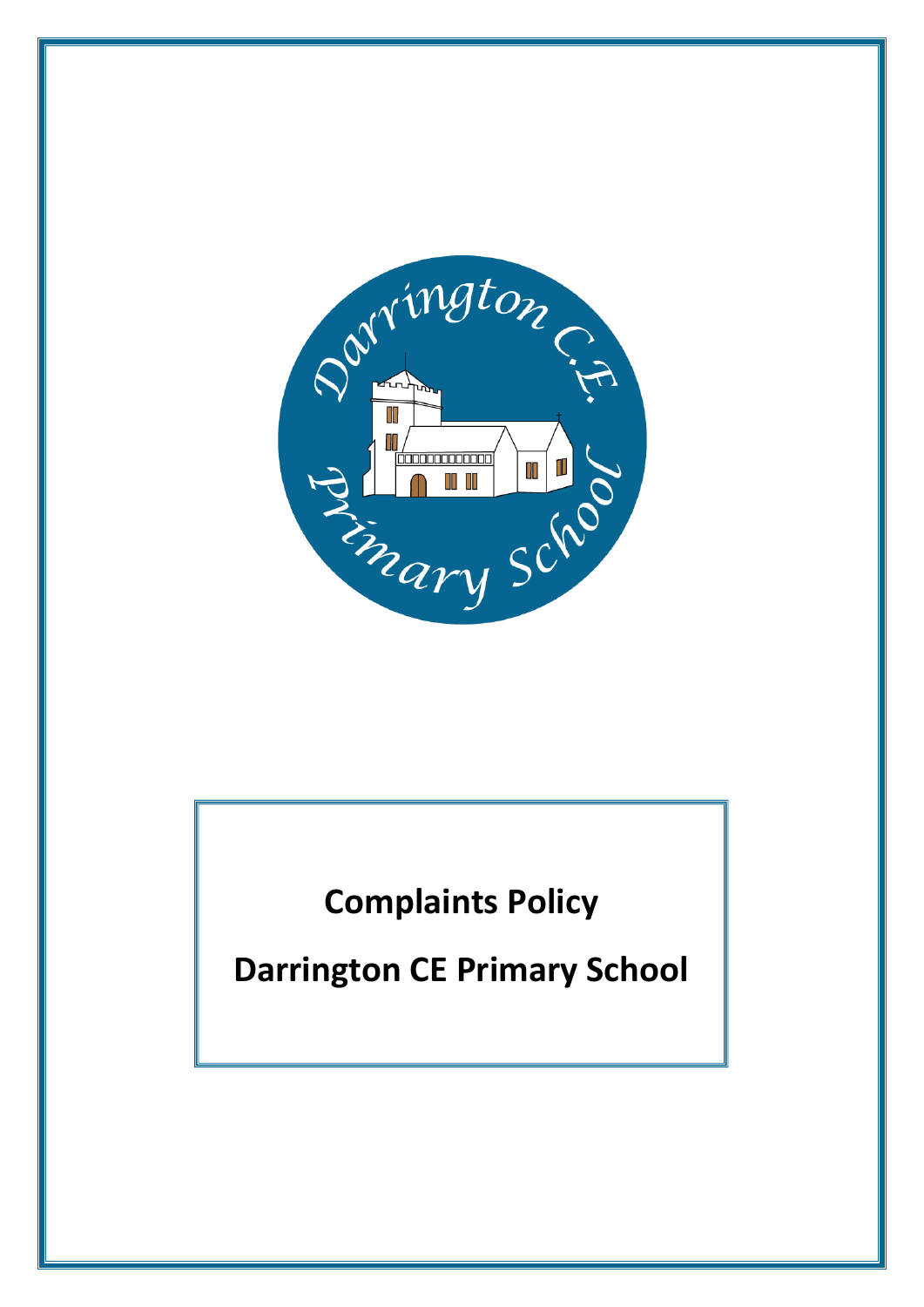# Complaints Policy

# Darrington CE Primary School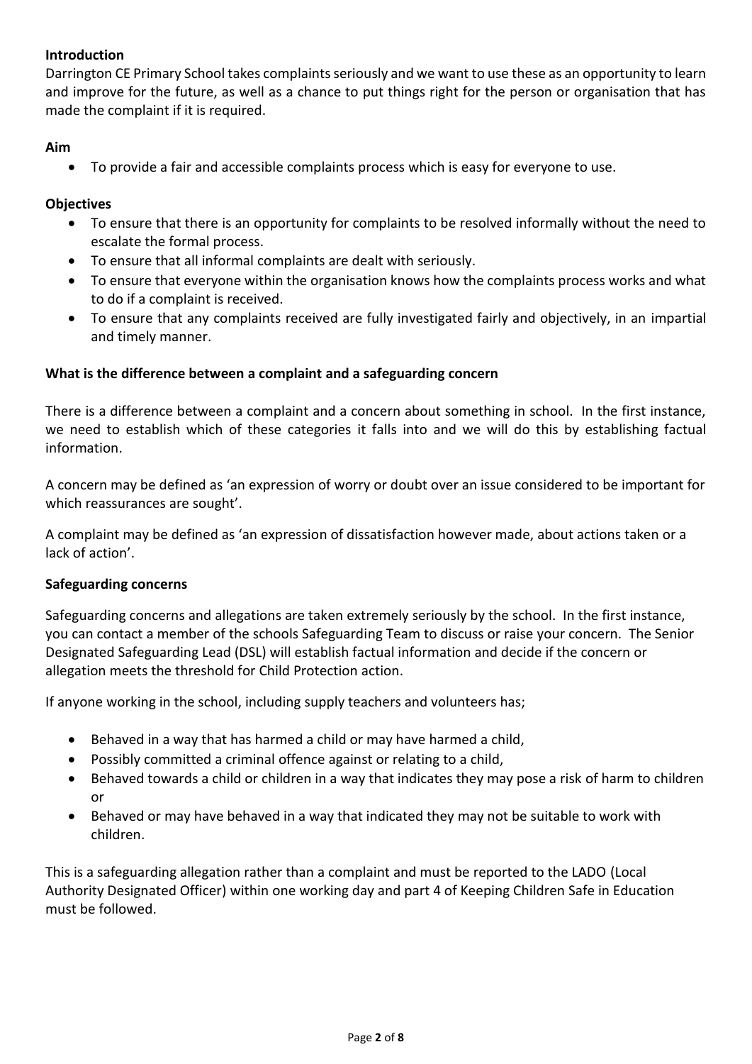**Introduction**

Darrington CE Primary School takes complaints seriously and we want to use these as an opportunity to learn and improve for the future, as well as a chance to put things right for the person or organisation that has made the complaint if it is required.

**Aim**

- To provide a fair and accessible complaints process which is easy for everyone to use.

**Objectives**

- To ensure that there is an opportunity for complaints to be resolved informally without the need to escalate the formal process.
- To ensure that all informal complaints are dealt with seriously.
- To ensure that everyone within the organisation knows how the complaints process works and what to do if a complaint is received.
- To ensure that any complaints received are fully investigated fairly and objectively, in an impartial and timely manner.

**What is the difference between a complaint and a safeguarding concern**

There is a difference between a complaint and a concern about something in school. In the first instance, we need to establish which of these categories it falls into and we will do this by establishing factual information.

A concern may be defined as 'an expression of worry or doubt over an issue considered to be important for which reassurances are sought'.

A complaint may be defined as 'an expression of dissatisfaction however made, about actions taken or a lack of action'.

**Safeguarding concerns**

Safeguarding concerns and allegations are taken extremely seriously by the school. In the first instance, you can contact a member of the schools Safeguarding Team to discuss or raise your concern. The Senior Designated Safeguarding Lead (DSL) will establish factual information and decide if the concern or allegation meets the threshold for Child Protection action.

If anyone working in the school, including supply teachers and volunteers has;

- Behaved in a way that has harmed a child or may have harmed a child,
- Possibly committed a criminal offence against or relating to a child,
- Behaved towards a child or children in a way that indicates they may pose a risk of harm to children or
- Behaved or may have behaved in a way that indicated they may not be suitable to work with children.

This is a safeguarding allegation rather than a complaint and must be reported to the LADO (Local Authority Designated Officer) within one working day and part 4 of Keeping Children Safe in Education must be followed.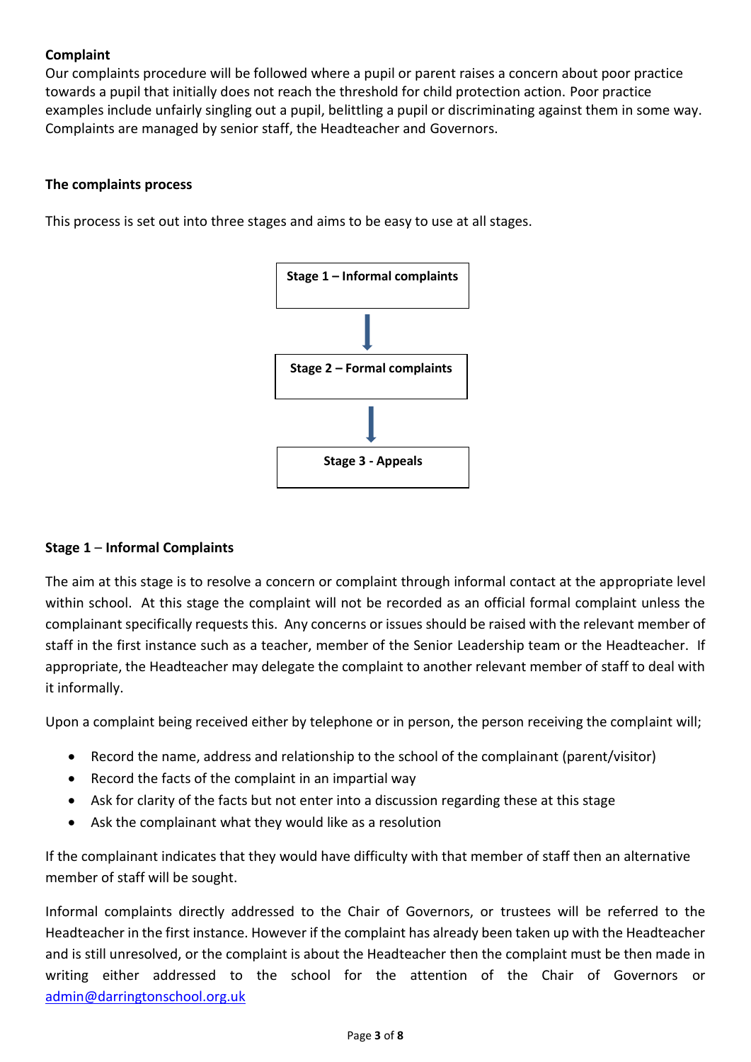**Complaint**

Our complaints procedure will be followed where a pupil or parent raises a concern about poor practice towards a pupil that initially does not reach the threshold for child protection action. Poor practice examples include unfairly singling out a pupil, belittling a pupil or discriminating against them in some way. Complaints are managed by senior staff, the Headteacher and Governors.

**The complaints process**

This process is set out into three stages and aims to be easy to use at all stages.

**Stage 1 – Informal complaints**

↓

**Stage 2 – Formal complaints**

↓

**Stage 3 - Appeals**

**Stage 1 – Informal Complaints**

The aim at this stage is to resolve a concern or complaint through informal contact at the appropriate level within school. At this stage the complaint will not be recorded as an official formal complaint unless the complainant specifically requests this. Any concerns or issues should be raised with the relevant member of staff in the first instance such as a teacher, member of the Senior Leadership team or the Headteacher. If appropriate, the Headteacher may delegate the complaint to another relevant member of staff to deal with it informally.

Upon a complaint being received either by telephone or in person, the person receiving the complaint will;

- Record the name, address and relationship to the school of the complainant (parent/visitor)
- Record the facts of the complaint in an impartial way
- Ask for clarity of the facts but not enter into a discussion regarding these at this stage
- Ask the complainant what they would like as a resolution

If the complainant indicates that they would have difficulty with that member of staff then an alternative member of staff will be sought.

Informal complaints directly addressed to the Chair of Governors, or trustees will be referred to the Headteacher in the first instance. However if the complaint has already been taken up with the Headteacher and is still unresolved, or the complaint is about the Headteacher then the complaint must be then made in writing either addressed to the school for the attention of the Chair of Governors or admin@darringtonschool.org.uk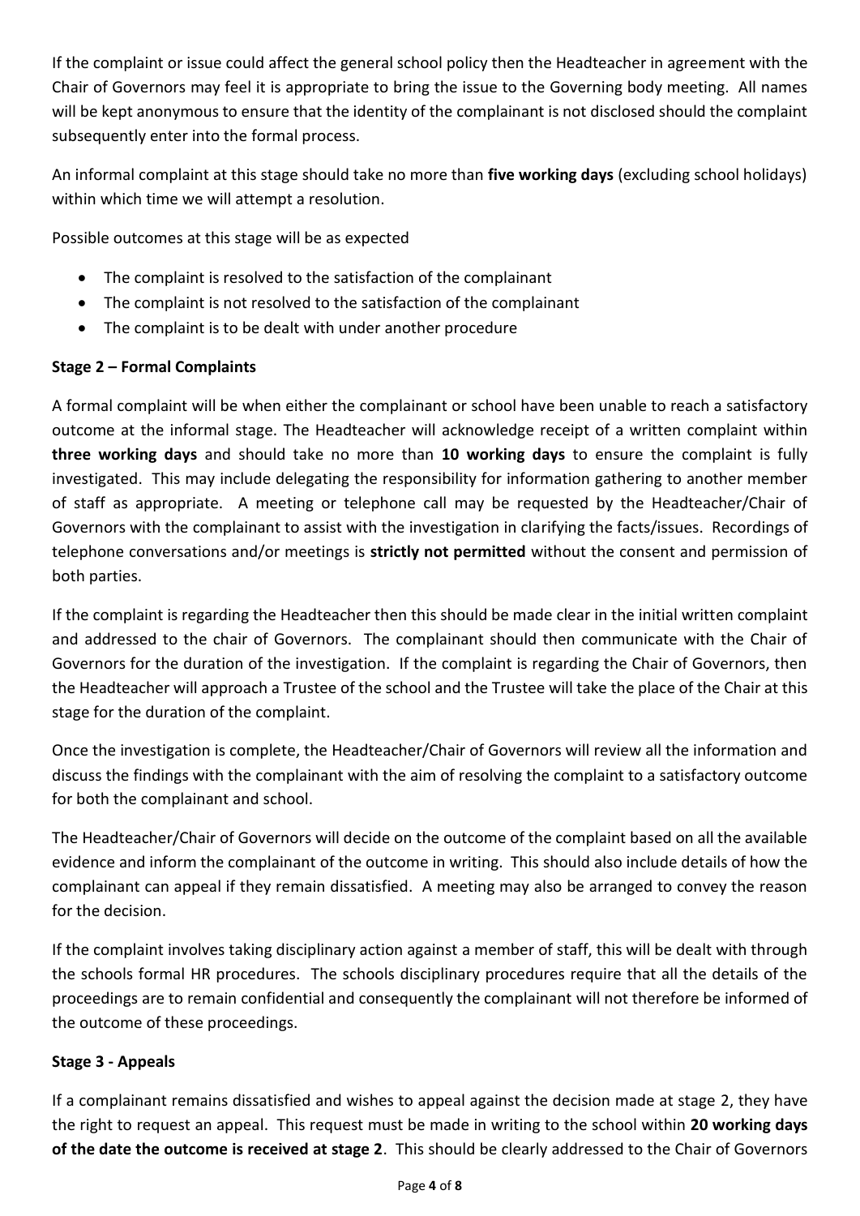If the complaint or issue could affect the general school policy then the Headteacher in agreement with the Chair of Governors may feel it is appropriate to bring the issue to the Governing body meeting. All names will be kept anonymous to ensure that the identity of the complainant is not disclosed should the complaint subsequently enter into the formal process.

An informal complaint at this stage should take no more than **five working days** (excluding school holidays) within which time we will attempt a resolution.

Possible outcomes at this stage will be as expected

- The complaint is resolved to the satisfaction of the complainant
- The complaint is not resolved to the satisfaction of the complainant
- The complaint is to be dealt with under another procedure

**Stage 2 – Formal Complaints**

A formal complaint will be when either the complainant or school have been unable to reach a satisfactory outcome at the informal stage. The Headteacher will acknowledge receipt of a written complaint within **three working days** and should take no more than **10 working days** to ensure the complaint is fully investigated. This may include delegating the responsibility for information gathering to another member of staff as appropriate. A meeting or telephone call may be requested by the Headteacher/Chair of Governors with the complainant to assist with the investigation in clarifying the facts/issues. Recordings of telephone conversations and/or meetings is **strictly not permitted** without the consent and permission of both parties.

If the complaint is regarding the Headteacher then this should be made clear in the initial written complaint and addressed to the chair of Governors. The complainant should then communicate with the Chair of Governors for the duration of the investigation. If the complaint is regarding the Chair of Governors, then the Headteacher will approach a Trustee of the school and the Trustee will take the place of the Chair at this stage for the duration of the complaint.

Once the investigation is complete, the Headteacher/Chair of Governors will review all the information and discuss the findings with the complainant with the aim of resolving the complaint to a satisfactory outcome for both the complainant and school.

The Headteacher/Chair of Governors will decide on the outcome of the complaint based on all the available evidence and inform the complainant of the outcome in writing. This should also include details of how the complainant can appeal if they remain dissatisfied. A meeting may also be arranged to convey the reason for the decision.

If the complaint involves taking disciplinary action against a member of staff, this will be dealt with through the schools formal HR procedures. The schools disciplinary procedures require that all the details of the proceedings are to remain confidential and consequently the complainant will not therefore be informed of the outcome of these proceedings.

**Stage 3 - Appeals**

If a complainant remains dissatisfied and wishes to appeal against the decision made at stage 2, they have the right to request an appeal. This request must be made in writing to the school within **20 working days of the date the outcome is received at stage 2**. This should be clearly addressed to the Chair of Governors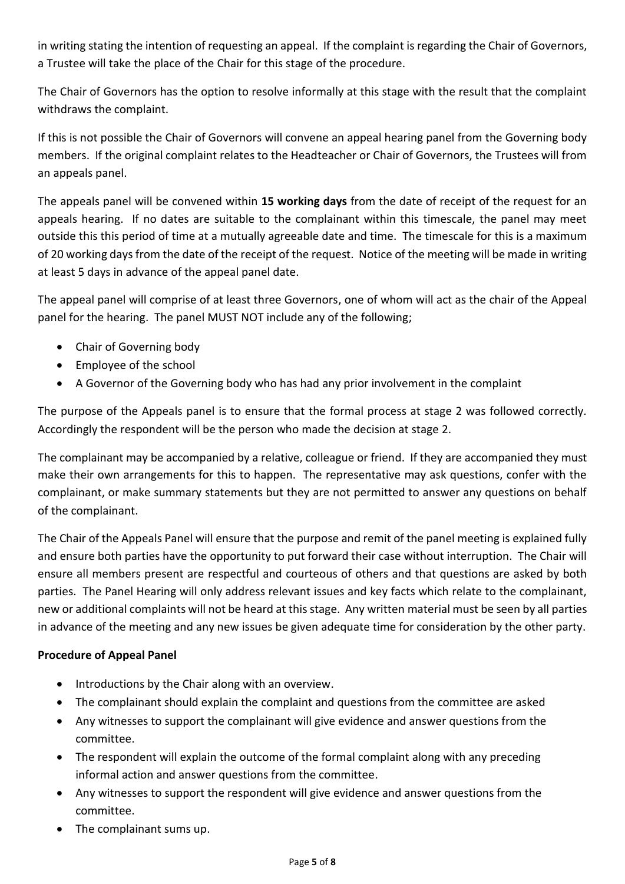in writing stating the intention of requesting an appeal. If the complaint is regarding the Chair of Governors, a Trustee will take the place of the Chair for this stage of the procedure.

The Chair of Governors has the option to resolve informally at this stage with the result that the complaint withdraws the complaint.

If this is not possible the Chair of Governors will convene an appeal hearing panel from the Governing body members. If the original complaint relates to the Headteacher or Chair of Governors, the Trustees will from an appeals panel.

The appeals panel will be convened within **15 working days** from the date of receipt of the request for an appeals hearing. If no dates are suitable to the complainant within this timescale, the panel may meet outside this this period of time at a mutually agreeable date and time. The timescale for this is a maximum of 20 working days from the date of the receipt of the request. Notice of the meeting will be made in writing at least 5 days in advance of the appeal panel date.

The appeal panel will comprise of at least three Governors, one of whom will act as the chair of the Appeal panel for the hearing. The panel MUST NOT include any of the following;

- Chair of Governing body
- Employee of the school
- A Governor of the Governing body who has had any prior involvement in the complaint

The purpose of the Appeals panel is to ensure that the formal process at stage 2 was followed correctly. Accordingly the respondent will be the person who made the decision at stage 2.

The complainant may be accompanied by a relative, colleague or friend. If they are accompanied they must make their own arrangements for this to happen. The representative may ask questions, confer with the complainant, or make summary statements but they are not permitted to answer any questions on behalf of the complainant.

The Chair of the Appeals Panel will ensure that the purpose and remit of the panel meeting is explained fully and ensure both parties have the opportunity to put forward their case without interruption. The Chair will ensure all members present are respectful and courteous of others and that questions are asked by both parties. The Panel Hearing will only address relevant issues and key facts which relate to the complainant, new or additional complaints will not be heard at this stage. Any written material must be seen by all parties in advance of the meeting and any new issues be given adequate time for consideration by the other party.

**Procedure of Appeal Panel**

- Introductions by the Chair along with an overview.
- The complainant should explain the complaint and questions from the committee are asked
- Any witnesses to support the complainant will give evidence and answer questions from the committee.
- The respondent will explain the outcome of the formal complaint along with any preceding informal action and answer questions from the committee.
- Any witnesses to support the respondent will give evidence and answer questions from the committee.
- The complainant sums up.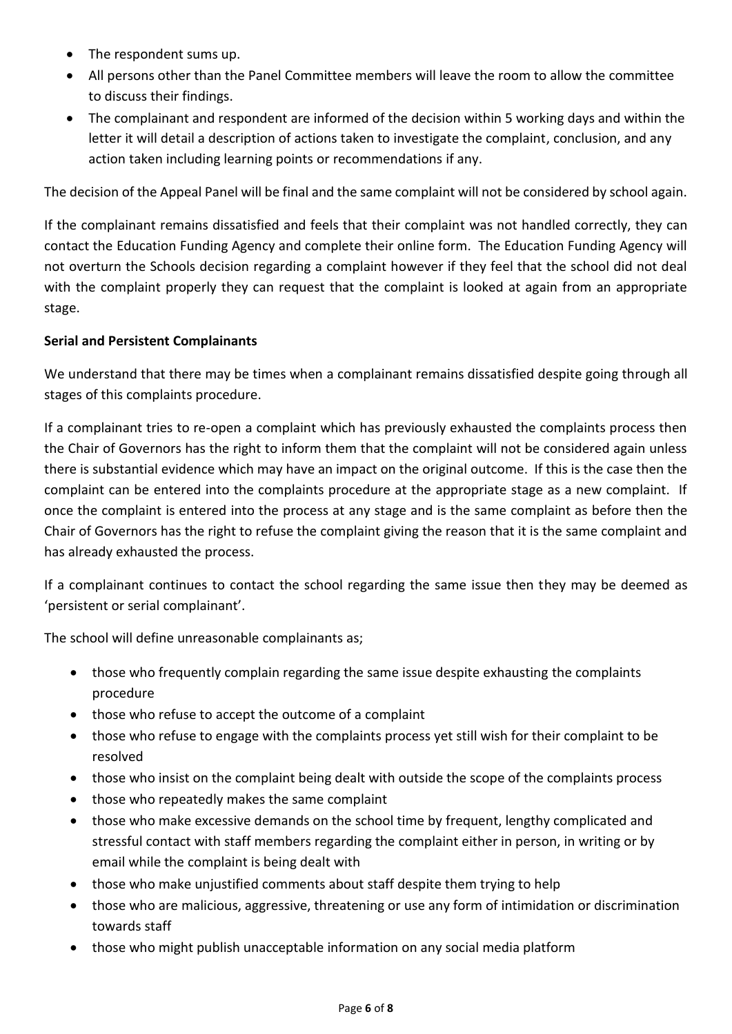- The respondent sums up.
- All persons other than the Panel Committee members will leave the room to allow the committee to discuss their findings.
- The complainant and respondent are informed of the decision within 5 working days and within the letter it will detail a description of actions taken to investigate the complaint, conclusion, and any action taken including learning points or recommendations if any.

The decision of the Appeal Panel will be final and the same complaint will not be considered by school again.

If the complainant remains dissatisfied and feels that their complaint was not handled correctly, they can contact the Education Funding Agency and complete their online form. The Education Funding Agency will not overturn the Schools decision regarding a complaint however if they feel that the school did not deal with the complaint properly they can request that the complaint is looked at again from an appropriate stage.

**Serial and Persistent Complainants**

We understand that there may be times when a complainant remains dissatisfied despite going through all stages of this complaints procedure.

If a complainant tries to re-open a complaint which has previously exhausted the complaints process then the Chair of Governors has the right to inform them that the complaint will not be considered again unless there is substantial evidence which may have an impact on the original outcome. If this is the case then the complaint can be entered into the complaints procedure at the appropriate stage as a new complaint. If once the complaint is entered into the process at any stage and is the same complaint as before then the Chair of Governors has the right to refuse the complaint giving the reason that it is the same complaint and has already exhausted the process.

If a complainant continues to contact the school regarding the same issue then they may be deemed as 'persistent or serial complainant'.

The school will define unreasonable complainants as;

- those who frequently complain regarding the same issue despite exhausting the complaints procedure
- those who refuse to accept the outcome of a complaint
- those who refuse to engage with the complaints process yet still wish for their complaint to be resolved
- those who insist on the complaint being dealt with outside the scope of the complaints process
- those who repeatedly makes the same complaint
- those who make excessive demands on the school time by frequent, lengthy complicated and stressful contact with staff members regarding the complaint either in person, in writing or by email while the complaint is being dealt with
- those who make unjustified comments about staff despite them trying to help
- those who are malicious, aggressive, threatening or use any form of intimidation or discrimination towards staff
- those who might publish unacceptable information on any social media platform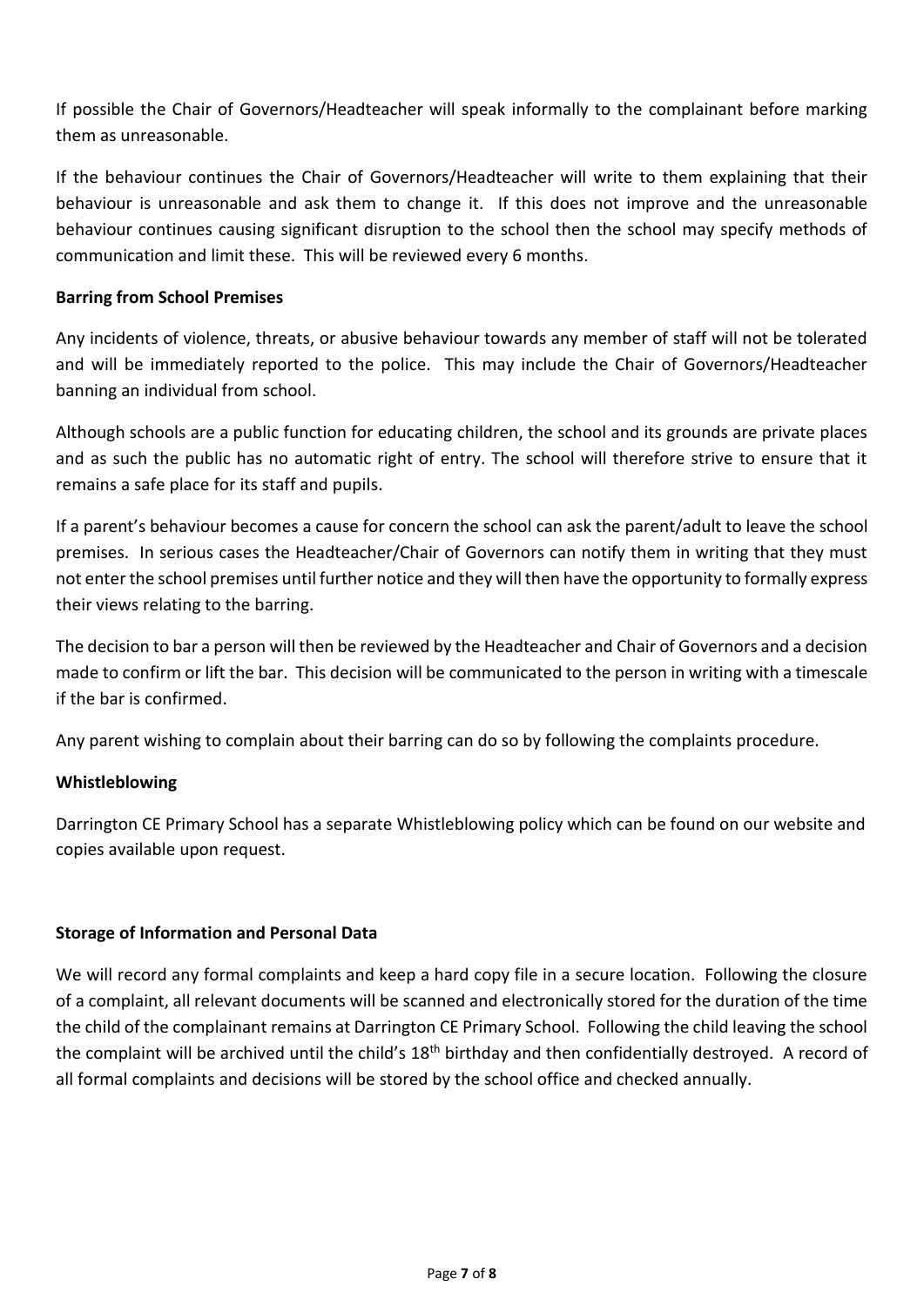If possible the Chair of Governors/Headteacher will speak informally to the complainant before marking them as unreasonable.

If the behaviour continues the Chair of Governors/Headteacher will write to them explaining that their behaviour is unreasonable and ask them to change it. If this does not improve and the unreasonable behaviour continues causing significant disruption to the school then the school may specify methods of communication and limit these. This will be reviewed every 6 months.

**Barring from School Premises**

Any incidents of violence, threats, or abusive behaviour towards any member of staff will not be tolerated and will be immediately reported to the police. This may include the Chair of Governors/Headteacher banning an individual from school.

Although schools are a public function for educating children, the school and its grounds are private places and as such the public has no automatic right of entry. The school will therefore strive to ensure that it remains a safe place for its staff and pupils.

If a parent's behaviour becomes a cause for concern the school can ask the parent/adult to leave the school premises. In serious cases the Headteacher/Chair of Governors can notify them in writing that they must not enter the school premises until further notice and they will then have the opportunity to formally express their views relating to the barring.

The decision to bar a person will then be reviewed by the Headteacher and Chair of Governors and a decision made to confirm or lift the bar. This decision will be communicated to the person in writing with a timescale if the bar is confirmed.

Any parent wishing to complain about their barring can do so by following the complaints procedure.

**Whistleblowing**

Darrington CE Primary School has a separate Whistleblowing policy which can be found on our website and copies available upon request.

**Storage of Information and Personal Data**

We will record any formal complaints and keep a hard copy file in a secure location. Following the closure of a complaint, all relevant documents will be scanned and electronically stored for the duration of the time the child of the complainant remains at Darrington CE Primary School. Following the child leaving the school the complaint will be archived until the child's 18th birthday and then confidentially destroyed. A record of all formal complaints and decisions will be stored by the school office and checked annually.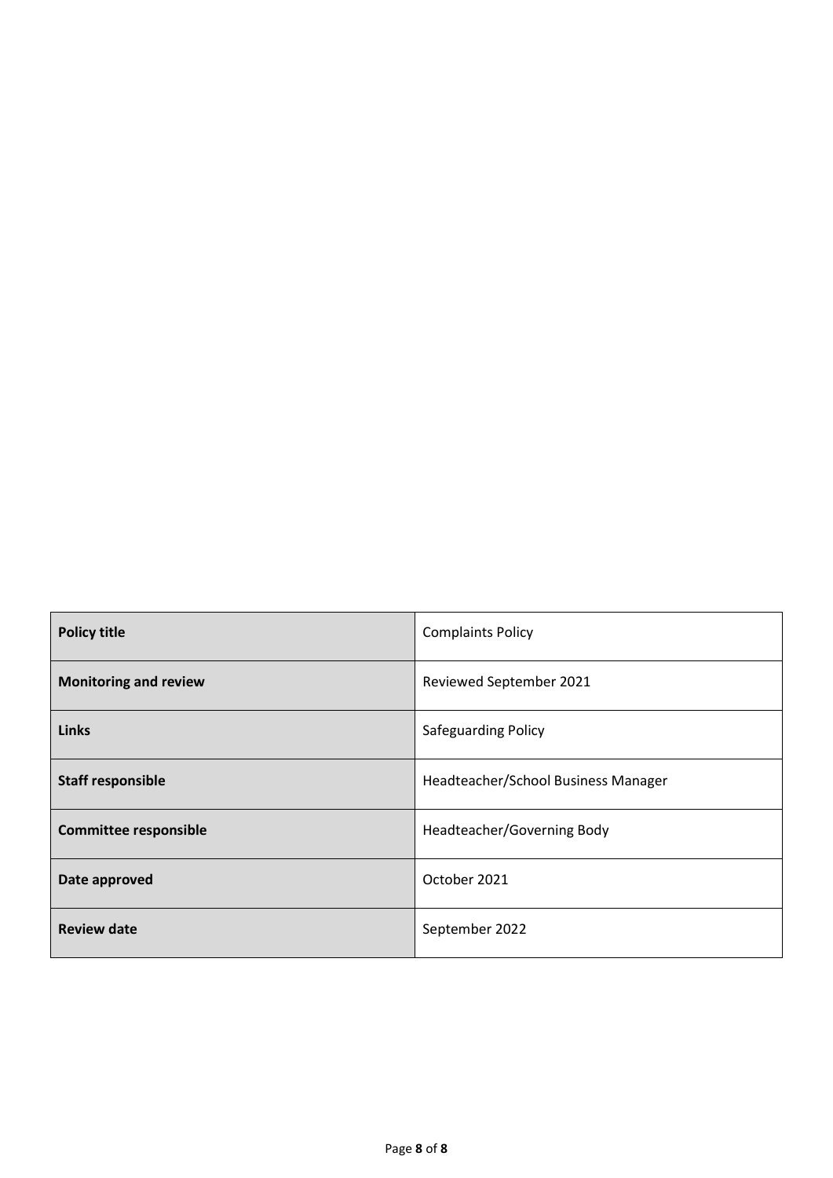| | |
|---|---|
| **Policy title** | Complaints Policy |
| **Monitoring and review** | Reviewed September 2021 |
| **Links** | Safeguarding Policy |
| **Staff responsible** | Headteacher/School Business Manager |
| **Committee responsible** | Headteacher/Governing Body |
| **Date approved** | October 2021 |
| **Review date** | September 2022 |